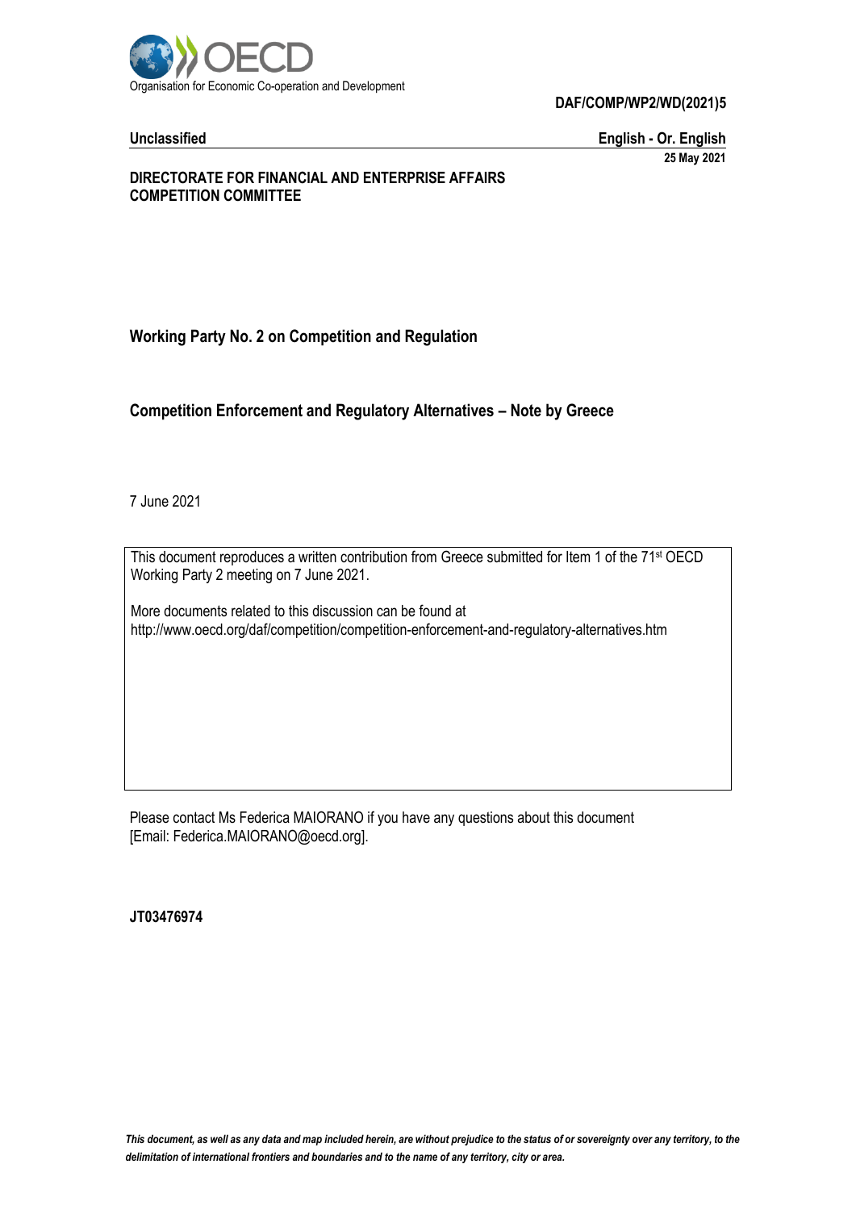Organisation for Economic Co-operation and Development

**DAF/COMP/WP2/WD(2021)5**

**Unclassified** **English - Or. English**

**25 May 2021**

**DIRECTORATE FOR FINANCIAL AND ENTERPRISE AFFAIRS**
**COMPETITION COMMITTEE**

## Working Party No. 2 on Competition and Regulation

## Competition Enforcement and Regulatory Alternatives – Note by Greece

7 June 2021

This document reproduces a written contribution from Greece submitted for Item 1 of the 71st OECD Working Party 2 meeting on 7 June 2021.

More documents related to this discussion can be found at
http://www.oecd.org/daf/competition/competition-enforcement-and-regulatory-alternatives.htm

Please contact Ms Federica MAIORANO if you have any questions about this document [Email: Federica.MAIORANO@oecd.org].

**JT03476974**

*This document, as well as any data and map included herein, are without prejudice to the status of or sovereignty over any territory, to the delimitation of international frontiers and boundaries and to the name of any territory, city or area.*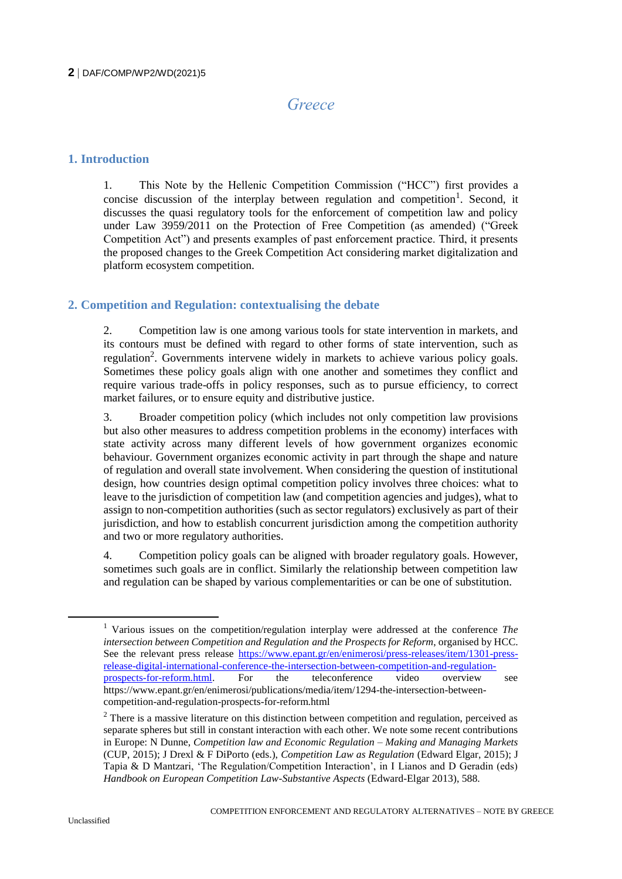# Greece

## 1. Introduction

1. This Note by the Hellenic Competition Commission ("HCC") first provides a concise discussion of the interplay between regulation and competition[1]. Second, it discusses the quasi regulatory tools for the enforcement of competition law and policy under Law 3959/2011 on the Protection of Free Competition (as amended) ("Greek Competition Act") and presents examples of past enforcement practice. Third, it presents the proposed changes to the Greek Competition Act considering market digitalization and platform ecosystem competition.

## 2. Competition and Regulation: contextualising the debate

2. Competition law is one among various tools for state intervention in markets, and its contours must be defined with regard to other forms of state intervention, such as regulation[2]. Governments intervene widely in markets to achieve various policy goals. Sometimes these policy goals align with one another and sometimes they conflict and require various trade-offs in policy responses, such as to pursue efficiency, to correct market failures, or to ensure equity and distributive justice.

3. Broader competition policy (which includes not only competition law provisions but also other measures to address competition problems in the economy) interfaces with state activity across many different levels of how government organizes economic behaviour. Government organizes economic activity in part through the shape and nature of regulation and overall state involvement. When considering the question of institutional design, how countries design optimal competition policy involves three choices: what to leave to the jurisdiction of competition law (and competition agencies and judges), what to assign to non-competition authorities (such as sector regulators) exclusively as part of their jurisdiction, and how to establish concurrent jurisdiction among the competition authority and two or more regulatory authorities.

4. Competition policy goals can be aligned with broader regulatory goals. However, sometimes such goals are in conflict. Similarly the relationship between competition law and regulation can be shaped by various complementarities or can be one of substitution.

---

[1] Various issues on the competition/regulation interplay were addressed at the conference *The intersection between Competition and Regulation and the Prospects for Reform*, organised by HCC. See the relevant press release https://www.epant.gr/en/enimerosi/press-releases/item/1301-press-release-digital-international-conference-the-intersection-between-competition-and-regulation-prospects-for-reform.html. For the teleconference video overview see https://www.epant.gr/en/enimerosi/publications/media/item/1294-the-intersection-between-competition-and-regulation-prospects-for-reform.html

[2] There is a massive literature on this distinction between competition and regulation, perceived as separate spheres but still in constant interaction with each other. We note some recent contributions in Europe: N Dunne, *Competition law and Economic Regulation – Making and Managing Markets* (CUP, 2015); J Drexl & F DiPorto (eds.), *Competition Law as Regulation* (Edward Elgar, 2015); J Tapia & D Mantzari, 'The Regulation/Competition Interaction', in I Lianos and D Geradin (eds) *Handbook on European Competition Law-Substantive Aspects* (Edward-Elgar 2013), 588.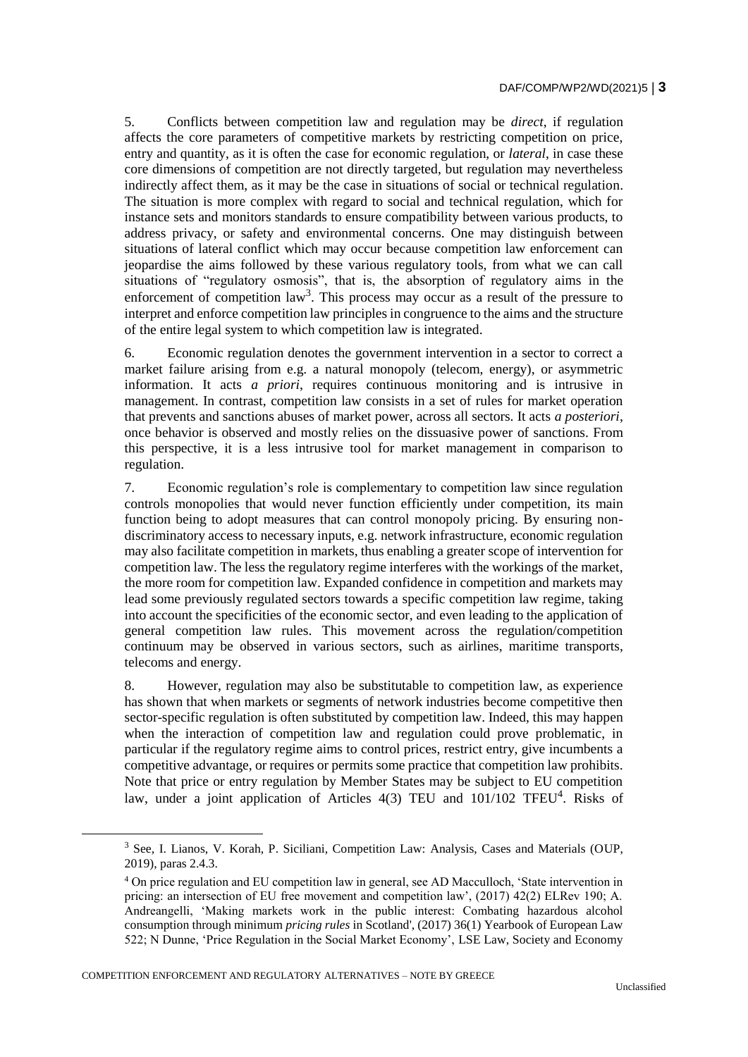5. Conflicts between competition law and regulation may be *direct*, if regulation affects the core parameters of competitive markets by restricting competition on price, entry and quantity, as it is often the case for economic regulation, or *lateral*, in case these core dimensions of competition are not directly targeted, but regulation may nevertheless indirectly affect them, as it may be the case in situations of social or technical regulation. The situation is more complex with regard to social and technical regulation, which for instance sets and monitors standards to ensure compatibility between various products, to address privacy, or safety and environmental concerns. One may distinguish between situations of lateral conflict which may occur because competition law enforcement can jeopardise the aims followed by these various regulatory tools, from what we can call situations of "regulatory osmosis", that is, the absorption of regulatory aims in the enforcement of competition law[3]. This process may occur as a result of the pressure to interpret and enforce competition law principles in congruence to the aims and the structure of the entire legal system to which competition law is integrated.

6. Economic regulation denotes the government intervention in a sector to correct a market failure arising from e.g. a natural monopoly (telecom, energy), or asymmetric information. It acts *a priori*, requires continuous monitoring and is intrusive in management. In contrast, competition law consists in a set of rules for market operation that prevents and sanctions abuses of market power, across all sectors. It acts *a posteriori*, once behavior is observed and mostly relies on the dissuasive power of sanctions. From this perspective, it is a less intrusive tool for market management in comparison to regulation.

7. Economic regulation's role is complementary to competition law since regulation controls monopolies that would never function efficiently under competition, its main function being to adopt measures that can control monopoly pricing. By ensuring non-discriminatory access to necessary inputs, e.g. network infrastructure, economic regulation may also facilitate competition in markets, thus enabling a greater scope of intervention for competition law. The less the regulatory regime interferes with the workings of the market, the more room for competition law. Expanded confidence in competition and markets may lead some previously regulated sectors towards a specific competition law regime, taking into account the specificities of the economic sector, and even leading to the application of general competition law rules. This movement across the regulation/competition continuum may be observed in various sectors, such as airlines, maritime transports, telecoms and energy.

8. However, regulation may also be substitutable to competition law, as experience has shown that when markets or segments of network industries become competitive then sector-specific regulation is often substituted by competition law. Indeed, this may happen when the interaction of competition law and regulation could prove problematic, in particular if the regulatory regime aims to control prices, restrict entry, give incumbents a competitive advantage, or requires or permits some practice that competition law prohibits. Note that price or entry regulation by Member States may be subject to EU competition law, under a joint application of Articles 4(3) TEU and 101/102 TFEU[4]. Risks of

---

[3] See, I. Lianos, V. Korah, P. Siciliani, Competition Law: Analysis, Cases and Materials (OUP, 2019), paras 2.4.3.

[4] On price regulation and EU competition law in general, see AD Macculloch, 'State intervention in pricing: an intersection of EU free movement and competition law', (2017) 42(2) ELRev 190; A. Andreangelli, 'Making markets work in the public interest: Combating hazardous alcohol consumption through minimum *pricing rules* in Scotland', (2017) 36(1) Yearbook of European Law 522; N Dunne, 'Price Regulation in the Social Market Economy', LSE Law, Society and Economy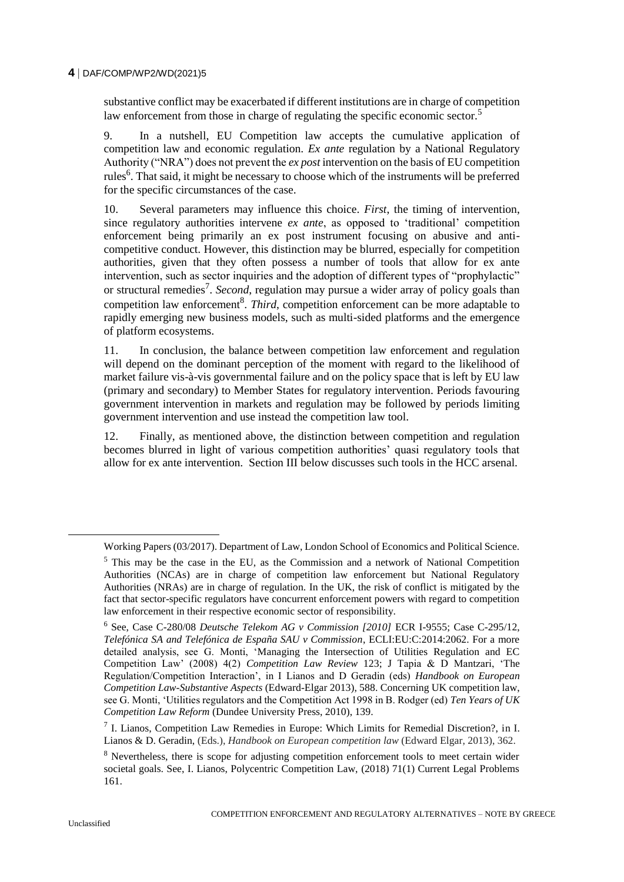substantive conflict may be exacerbated if different institutions are in charge of competition law enforcement from those in charge of regulating the specific economic sector.[5]

9. In a nutshell, EU Competition law accepts the cumulative application of competition law and economic regulation. *Ex ante* regulation by a National Regulatory Authority ("NRA") does not prevent the *ex post* intervention on the basis of EU competition rules[6]. That said, it might be necessary to choose which of the instruments will be preferred for the specific circumstances of the case.

10. Several parameters may influence this choice. *First*, the timing of intervention, since regulatory authorities intervene *ex ante*, as opposed to 'traditional' competition enforcement being primarily an ex post instrument focusing on abusive and anti-competitive conduct. However, this distinction may be blurred, especially for competition authorities, given that they often possess a number of tools that allow for ex ante intervention, such as sector inquiries and the adoption of different types of "prophylactic" or structural remedies[7]. *Second*, regulation may pursue a wider array of policy goals than competition law enforcement[8]. *Third*, competition enforcement can be more adaptable to rapidly emerging new business models, such as multi-sided platforms and the emergence of platform ecosystems.

11. In conclusion, the balance between competition law enforcement and regulation will depend on the dominant perception of the moment with regard to the likelihood of market failure vis-à-vis governmental failure and on the policy space that is left by EU law (primary and secondary) to Member States for regulatory intervention. Periods favouring government intervention in markets and regulation may be followed by periods limiting government intervention and use instead the competition law tool.

12. Finally, as mentioned above, the distinction between competition and regulation becomes blurred in light of various competition authorities' quasi regulatory tools that allow for ex ante intervention. Section III below discusses such tools in the HCC arsenal.

---

Working Papers (03/2017). Department of Law, London School of Economics and Political Science.

[5] This may be the case in the EU, as the Commission and a network of National Competition Authorities (NCAs) are in charge of competition law enforcement but National Regulatory Authorities (NRAs) are in charge of regulation. In the UK, the risk of conflict is mitigated by the fact that sector-specific regulators have concurrent enforcement powers with regard to competition law enforcement in their respective economic sector of responsibility.

[6] See, Case C-280/08 *Deutsche Telekom AG v Commission [2010]* ECR I-9555; Case C-295/12, *Telefónica SA and Telefónica de España SAU v Commission*, ECLI:EU:C:2014:2062. For a more detailed analysis, see G. Monti, 'Managing the Intersection of Utilities Regulation and EC Competition Law' (2008) 4(2) *Competition Law Review* 123; J Tapia & D Mantzari, 'The Regulation/Competition Interaction', in I Lianos and D Geradin (eds) *Handbook on European Competition Law-Substantive Aspects* (Edward-Elgar 2013), 588. Concerning UK competition law, see G. Monti, 'Utilities regulators and the Competition Act 1998 in B. Rodger (ed) *Ten Years of UK Competition Law Reform* (Dundee University Press, 2010), 139.

[7] I. Lianos, Competition Law Remedies in Europe: Which Limits for Remedial Discretion?, in I. Lianos & D. Geradin, (Eds.), *Handbook on European competition law* (Edward Elgar, 2013), 362.

[8] Nevertheless, there is scope for adjusting competition enforcement tools to meet certain wider societal goals. See, I. Lianos, Polycentric Competition Law, (2018) 71(1) Current Legal Problems 161.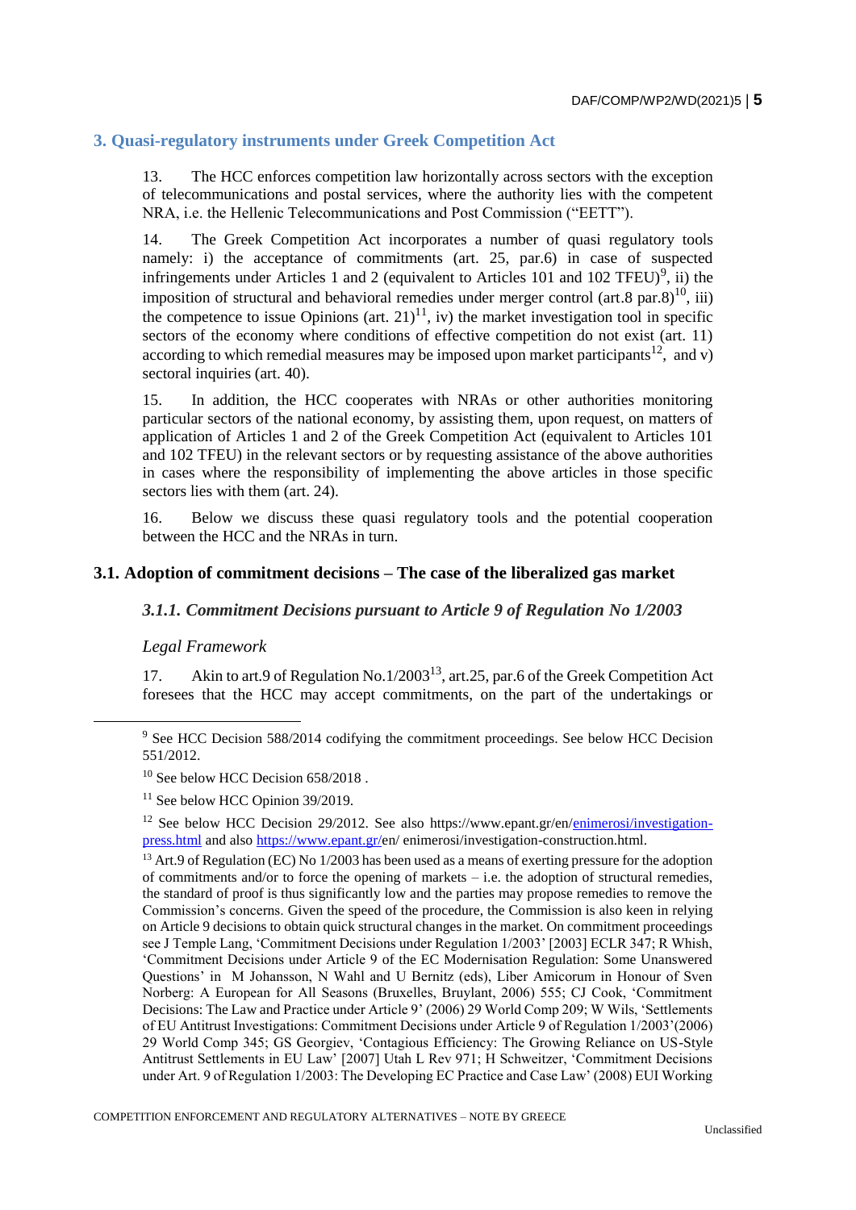## 3. Quasi-regulatory instruments under Greek Competition Act

13. The HCC enforces competition law horizontally across sectors with the exception of telecommunications and postal services, where the authority lies with the competent NRA, i.e. the Hellenic Telecommunications and Post Commission ("EETT").

14. The Greek Competition Act incorporates a number of quasi regulatory tools namely: i) the acceptance of commitments (art. 25, par.6) in case of suspected infringements under Articles 1 and 2 (equivalent to Articles 101 and 102 TFEU)[9], ii) the imposition of structural and behavioral remedies under merger control (art.8 par.8)[10], iii) the competence to issue Opinions (art. 21)[11], iv) the market investigation tool in specific sectors of the economy where conditions of effective competition do not exist (art. 11) according to which remedial measures may be imposed upon market participants[12], and v) sectoral inquiries (art. 40).

15. In addition, the HCC cooperates with NRAs or other authorities monitoring particular sectors of the national economy, by assisting them, upon request, on matters of application of Articles 1 and 2 of the Greek Competition Act (equivalent to Articles 101 and 102 TFEU) in the relevant sectors or by requesting assistance of the above authorities in cases where the responsibility of implementing the above articles in those specific sectors lies with them (art. 24).

16. Below we discuss these quasi regulatory tools and the potential cooperation between the HCC and the NRAs in turn.

### 3.1. Adoption of commitment decisions – The case of the liberalized gas market

#### *3.1.1. Commitment Decisions pursuant to Article 9 of Regulation No 1/2003*

*Legal Framework*

17. Akin to art.9 of Regulation No.1/2003[13], art.25, par.6 of the Greek Competition Act foresees that the HCC may accept commitments, on the part of the undertakings or

---

[9] See HCC Decision 588/2014 codifying the commitment proceedings. See below HCC Decision 551/2012.

[10] See below HCC Decision 658/2018 .

[11] See below HCC Opinion 39/2019.

[12] See below HCC Decision 29/2012. See also https://www.epant.gr/en/enimerosi/investigation-press.html and also https://www.epant.gr/en/ enimerosi/investigation-construction.html.

[13] Art.9 of Regulation (EC) No 1/2003 has been used as a means of exerting pressure for the adoption of commitments and/or to force the opening of markets – i.e. the adoption of structural remedies, the standard of proof is thus significantly low and the parties may propose remedies to remove the Commission's concerns. Given the speed of the procedure, the Commission is also keen in relying on Article 9 decisions to obtain quick structural changes in the market. On commitment proceedings see J Temple Lang, 'Commitment Decisions under Regulation 1/2003' [2003] ECLR 347; R Whish, 'Commitment Decisions under Article 9 of the EC Modernisation Regulation: Some Unanswered Questions' in M Johansson, N Wahl and U Bernitz (eds), Liber Amicorum in Honour of Sven Norberg: A European for All Seasons (Bruxelles, Bruylant, 2006) 555; CJ Cook, 'Commitment Decisions: The Law and Practice under Article 9' (2006) 29 World Comp 209; W Wils, 'Settlements of EU Antitrust Investigations: Commitment Decisions under Article 9 of Regulation 1/2003'(2006) 29 World Comp 345; GS Georgiev, 'Contagious Efficiency: The Growing Reliance on US-Style Antitrust Settlements in EU Law' [2007] Utah L Rev 971; H Schweitzer, 'Commitment Decisions under Art. 9 of Regulation 1/2003: The Developing EC Practice and Case Law' (2008) EUI Working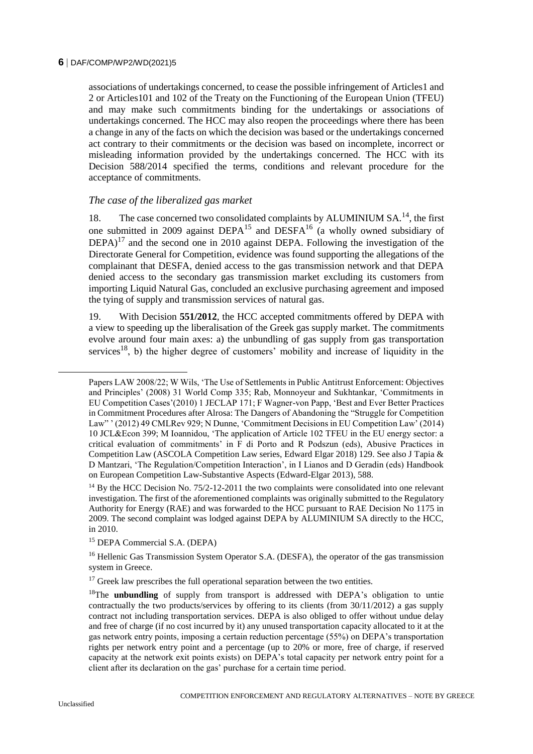associations of undertakings concerned, to cease the possible infringement of Articles1 and 2 or Articles101 and 102 of the Treaty on the Functioning of the European Union (TFEU) and may make such commitments binding for the undertakings or associations of undertakings concerned. The HCC may also reopen the proceedings where there has been a change in any of the facts on which the decision was based or the undertakings concerned act contrary to their commitments or the decision was based on incomplete, incorrect or misleading information provided by the undertakings concerned. The HCC with its Decision 588/2014 specified the terms, conditions and relevant procedure for the acceptance of commitments.

### *The case of the liberalized gas market*

18. The case concerned two consolidated complaints by ALUMINIUM SA.[14], the first one submitted in 2009 against DEPA[15] and DESFA[16] (a wholly owned subsidiary of DEPA)[17] and the second one in 2010 against DEPA. Following the investigation of the Directorate General for Competition, evidence was found supporting the allegations of the complainant that DESFA, denied access to the gas transmission network and that DEPA denied access to the secondary gas transmission market excluding its customers from importing Liquid Natural Gas, concluded an exclusive purchasing agreement and imposed the tying of supply and transmission services of natural gas.

19. With Decision **551/2012**, the HCC accepted commitments offered by DEPA with a view to speeding up the liberalisation of the Greek gas supply market. The commitments evolve around four main axes: a) the unbundling of gas supply from gas transportation services[18], b) the higher degree of customers' mobility and increase of liquidity in the

---

Papers LAW 2008/22; W Wils, 'The Use of Settlements in Public Antitrust Enforcement: Objectives and Principles' (2008) 31 World Comp 335; Rab, Monnoyeur and Sukhtankar, 'Commitments in EU Competition Cases'(2010) 1 JECLAP 171; F Wagner-von Papp, 'Best and Ever Better Practices in Commitment Procedures after Alrosa: The Dangers of Abandoning the "Struggle for Competition Law" ' (2012) 49 CMLRev 929; N Dunne, 'Commitment Decisions in EU Competition Law' (2014) 10 JCL&Econ 399; M Ioannidou, 'The application of Article 102 TFEU in the EU energy sector: a critical evaluation of commitments' in F di Porto and R Podszun (eds), Abusive Practices in Competition Law (ASCOLA Competition Law series, Edward Elgar 2018) 129. See also J Tapia & D Mantzari, 'The Regulation/Competition Interaction', in I Lianos and D Geradin (eds) Handbook on European Competition Law-Substantive Aspects (Edward-Elgar 2013), 588.

[14] By the HCC Decision No. 75/2-12-2011 the two complaints were consolidated into one relevant investigation. The first of the aforementioned complaints was originally submitted to the Regulatory Authority for Energy (RAE) and was forwarded to the HCC pursuant to RAE Decision No 1175 in 2009. The second complaint was lodged against DEPA by ALUMINIUM SA directly to the HCC, in 2010.

[15] DEPA Commercial S.A. (DEPA)

[16] Hellenic Gas Transmission System Operator S.A. (DESFA), the operator of the gas transmission system in Greece.

[17] Greek law prescribes the full operational separation between the two entities.

[18] The **unbundling** of supply from transport is addressed with DEPA's obligation to untie contractually the two products/services by offering to its clients (from 30/11/2012) a gas supply contract not including transportation services. DEPA is also obliged to offer without undue delay and free of charge (if no cost incurred by it) any unused transportation capacity allocated to it at the gas network entry points, imposing a certain reduction percentage (55%) on DEPA's transportation rights per network entry point and a percentage (up to 20% or more, free of charge, if reserved capacity at the network exit points exists) on DEPA's total capacity per network entry point for a client after its declaration on the gas' purchase for a certain time period.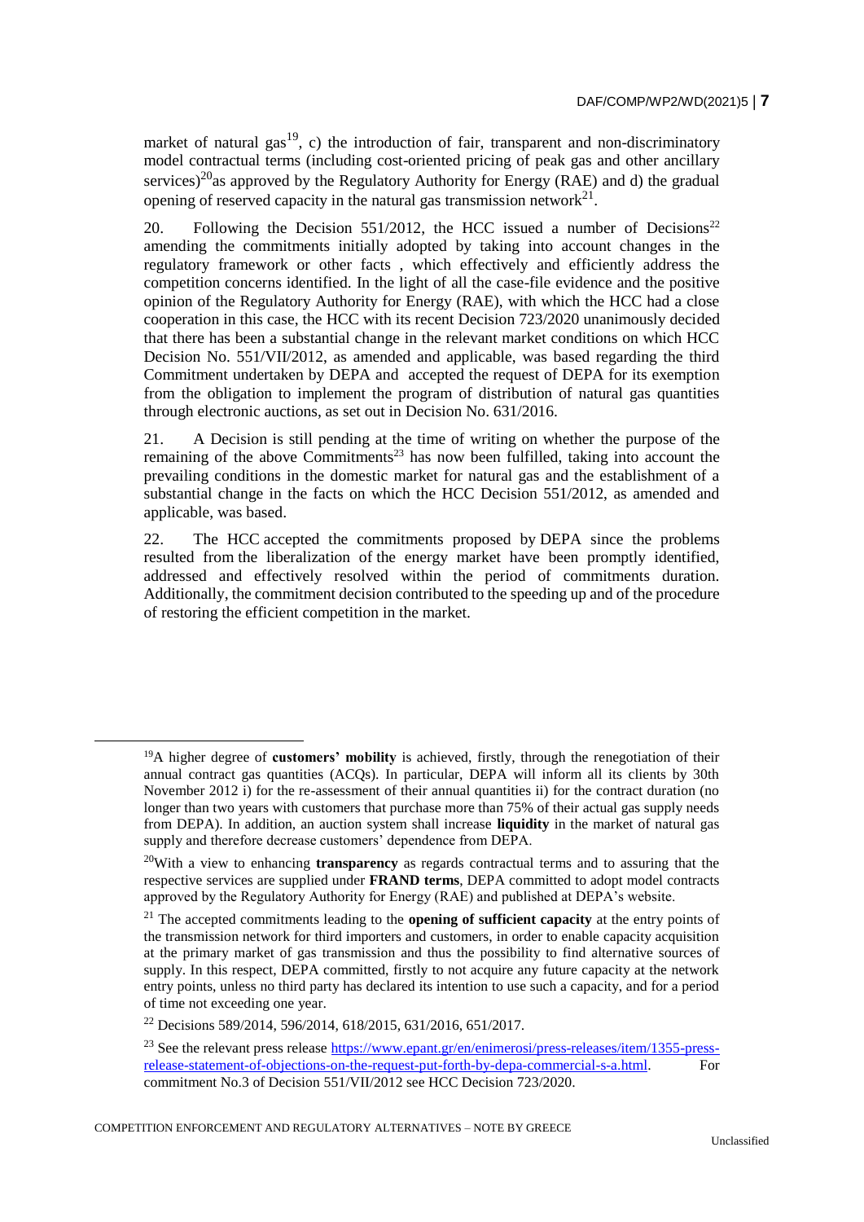market of natural gas[19], c) the introduction of fair, transparent and non-discriminatory model contractual terms (including cost-oriented pricing of peak gas and other ancillary services)[20]as approved by the Regulatory Authority for Energy (RAE) and d) the gradual opening of reserved capacity in the natural gas transmission network[21].

20. Following the Decision 551/2012, the HCC issued a number of Decisions[22] amending the commitments initially adopted by taking into account changes in the regulatory framework or other facts , which effectively and efficiently address the competition concerns identified. In the light of all the case-file evidence and the positive opinion of the Regulatory Authority for Energy (RAE), with which the HCC had a close cooperation in this case, the HCC with its recent Decision 723/2020 unanimously decided that there has been a substantial change in the relevant market conditions on which HCC Decision No. 551/VII/2012, as amended and applicable, was based regarding the third Commitment undertaken by DEPA and accepted the request of DEPA for its exemption from the obligation to implement the program of distribution of natural gas quantities through electronic auctions, as set out in Decision No. 631/2016.

21. A Decision is still pending at the time of writing on whether the purpose of the remaining of the above Commitments[23] has now been fulfilled, taking into account the prevailing conditions in the domestic market for natural gas and the establishment of a substantial change in the facts on which the HCC Decision 551/2012, as amended and applicable, was based.

22. The HCC accepted the commitments proposed by DEPA since the problems resulted from the liberalization of the energy market have been promptly identified, addressed and effectively resolved within the period of commitments duration. Additionally, the commitment decision contributed to the speeding up and of the procedure of restoring the efficient competition in the market.

---

[19] A higher degree of **customers' mobility** is achieved, firstly, through the renegotiation of their annual contract gas quantities (ACQs). In particular, DEPA will inform all its clients by 30th November 2012 i) for the re-assessment of their annual quantities ii) for the contract duration (no longer than two years with customers that purchase more than 75% of their actual gas supply needs from DEPA). In addition, an auction system shall increase **liquidity** in the market of natural gas supply and therefore decrease customers' dependence from DEPA.

[20] With a view to enhancing **transparency** as regards contractual terms and to assuring that the respective services are supplied under **FRAND terms**, DEPA committed to adopt model contracts approved by the Regulatory Authority for Energy (RAE) and published at DEPA's website.

[21] The accepted commitments leading to the **opening of sufficient capacity** at the entry points of the transmission network for third importers and customers, in order to enable capacity acquisition at the primary market of gas transmission and thus the possibility to find alternative sources of supply. In this respect, DEPA committed, firstly to not acquire any future capacity at the network entry points, unless no third party has declared its intention to use such a capacity, and for a period of time not exceeding one year.

[22] Decisions 589/2014, 596/2014, 618/2015, 631/2016, 651/2017.

[23] See the relevant press release https://www.epant.gr/en/enimerosi/press-releases/item/1355-press-release-statement-of-objections-on-the-request-put-forth-by-depa-commercial-s-a.html. For commitment No.3 of Decision 551/VII/2012 see HCC Decision 723/2020.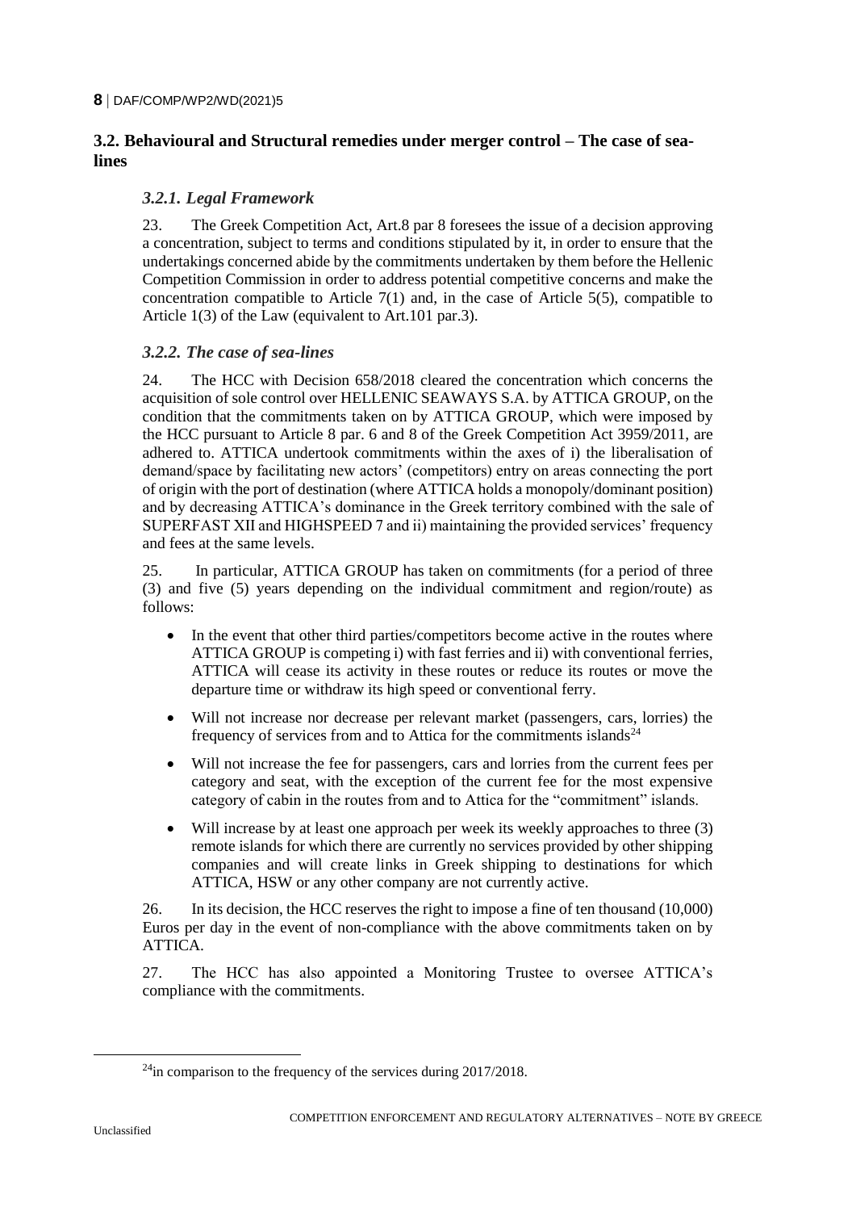## 3.2. Behavioural and Structural remedies under merger control – The case of sea-lines

### *3.2.1. Legal Framework*

23. The Greek Competition Act, Art.8 par 8 foresees the issue of a decision approving a concentration, subject to terms and conditions stipulated by it, in order to ensure that the undertakings concerned abide by the commitments undertaken by them before the Hellenic Competition Commission in order to address potential competitive concerns and make the concentration compatible to Article 7(1) and, in the case of Article 5(5), compatible to Article 1(3) of the Law (equivalent to Art.101 par.3).

### *3.2.2. The case of sea-lines*

24. The HCC with Decision 658/2018 cleared the concentration which concerns the acquisition of sole control over HELLENIC SEAWAYS S.A. by ATTICA GROUP, on the condition that the commitments taken on by ATTICA GROUP, which were imposed by the HCC pursuant to Article 8 par. 6 and 8 of the Greek Competition Act 3959/2011, are adhered to. ATTICA undertook commitments within the axes of i) the liberalisation of demand/space by facilitating new actors' (competitors) entry on areas connecting the port of origin with the port of destination (where ATTICA holds a monopoly/dominant position) and by decreasing ATTICA's dominance in the Greek territory combined with the sale of SUPERFAST XII and HIGHSPEED 7 and ii) maintaining the provided services' frequency and fees at the same levels.

25. In particular, ATTICA GROUP has taken on commitments (for a period of three (3) and five (5) years depending on the individual commitment and region/route) as follows:

- In the event that other third parties/competitors become active in the routes where ATTICA GROUP is competing i) with fast ferries and ii) with conventional ferries, ATTICA will cease its activity in these routes or reduce its routes or move the departure time or withdraw its high speed or conventional ferry.
- Will not increase nor decrease per relevant market (passengers, cars, lorries) the frequency of services from and to Attica for the commitments islands[24]
- Will not increase the fee for passengers, cars and lorries from the current fees per category and seat, with the exception of the current fee for the most expensive category of cabin in the routes from and to Attica for the "commitment" islands.
- Will increase by at least one approach per week its weekly approaches to three (3) remote islands for which there are currently no services provided by other shipping companies and will create links in Greek shipping to destinations for which ATTICA, HSW or any other company are not currently active.

26. In its decision, the HCC reserves the right to impose a fine of ten thousand (10,000) Euros per day in the event of non-compliance with the above commitments taken on by ATTICA.

27. The HCC has also appointed a Monitoring Trustee to oversee ATTICA's compliance with the commitments.

---

[24] in comparison to the frequency of the services during 2017/2018.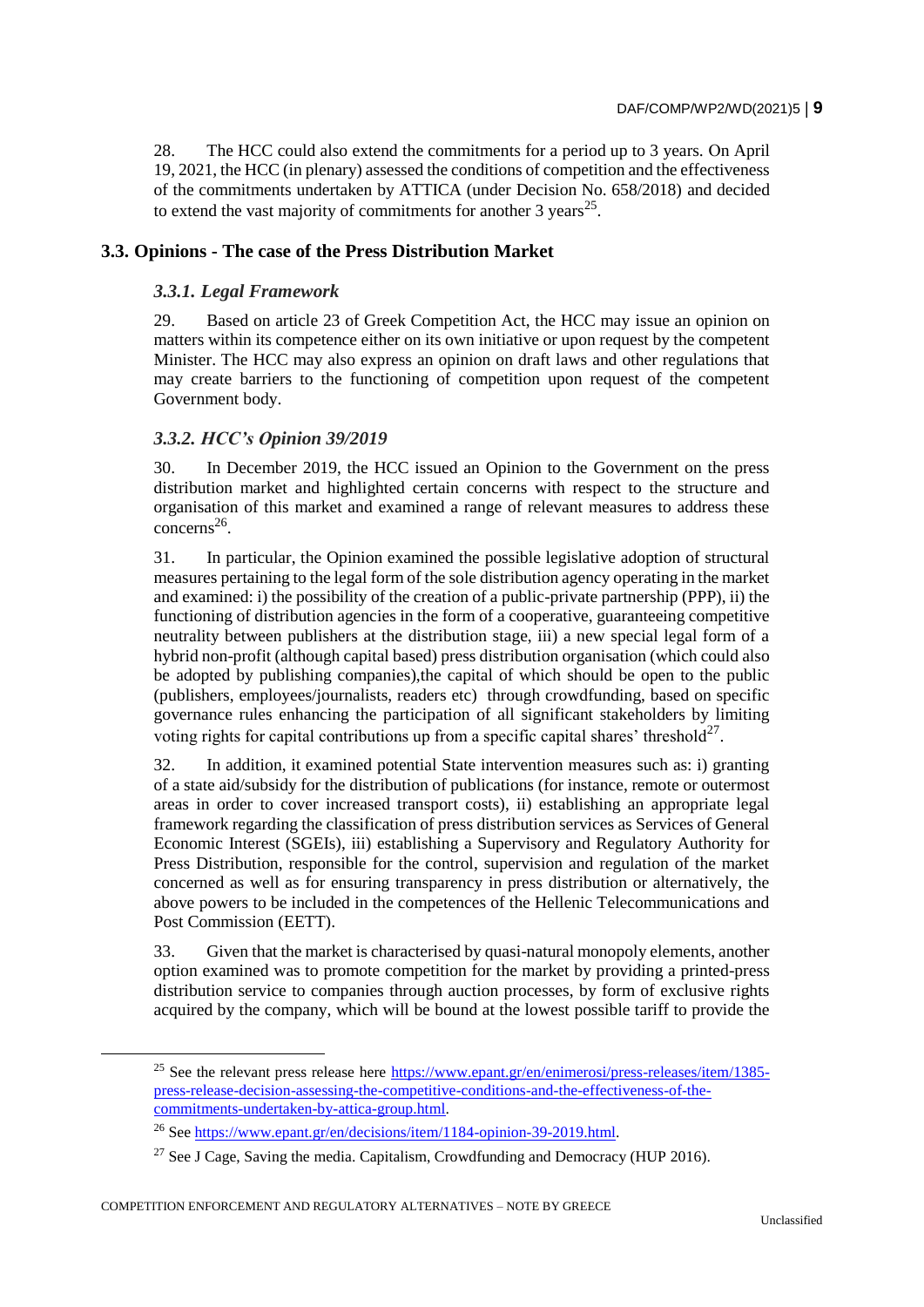28. The HCC could also extend the commitments for a period up to 3 years. On April 19, 2021, the HCC (in plenary) assessed the conditions of competition and the effectiveness of the commitments undertaken by ATTICA (under Decision No. 658/2018) and decided to extend the vast majority of commitments for another 3 years[25].

## 3.3. Opinions - The case of the Press Distribution Market

### *3.3.1. Legal Framework*

29. Based on article 23 of Greek Competition Act, the HCC may issue an opinion on matters within its competence either on its own initiative or upon request by the competent Minister. The HCC may also express an opinion on draft laws and other regulations that may create barriers to the functioning of competition upon request of the competent Government body.

### *3.3.2. HCC's Opinion 39/2019*

30. In December 2019, the HCC issued an Opinion to the Government on the press distribution market and highlighted certain concerns with respect to the structure and organisation of this market and examined a range of relevant measures to address these concerns[26].

31. In particular, the Opinion examined the possible legislative adoption of structural measures pertaining to the legal form of the sole distribution agency operating in the market and examined: i) the possibility of the creation of a public-private partnership (PPP), ii) the functioning of distribution agencies in the form of a cooperative, guaranteeing competitive neutrality between publishers at the distribution stage, iii) a new special legal form of a hybrid non-profit (although capital based) press distribution organisation (which could also be adopted by publishing companies),the capital of which should be open to the public (publishers, employees/journalists, readers etc) through crowdfunding, based on specific governance rules enhancing the participation of all significant stakeholders by limiting voting rights for capital contributions up from a specific capital shares' threshold[27].

32. In addition, it examined potential State intervention measures such as: i) granting of a state aid/subsidy for the distribution of publications (for instance, remote or outermost areas in order to cover increased transport costs), ii) establishing an appropriate legal framework regarding the classification of press distribution services as Services of General Economic Interest (SGEIs), iii) establishing a Supervisory and Regulatory Authority for Press Distribution, responsible for the control, supervision and regulation of the market concerned as well as for ensuring transparency in press distribution or alternatively, the above powers to be included in the competences of the Hellenic Telecommunications and Post Commission (EETT).

33. Given that the market is characterised by quasi-natural monopoly elements, another option examined was to promote competition for the market by providing a printed-press distribution service to companies through auction processes, by form of exclusive rights acquired by the company, which will be bound at the lowest possible tariff to provide the

---

[25] See the relevant press release here https://www.epant.gr/en/enimerosi/press-releases/item/1385-press-release-decision-assessing-the-competitive-conditions-and-the-effectiveness-of-the-commitments-undertaken-by-attica-group.html.

[26] See https://www.epant.gr/en/decisions/item/1184-opinion-39-2019.html.

[27] See J Cage, Saving the media. Capitalism, Crowdfunding and Democracy (HUP 2016).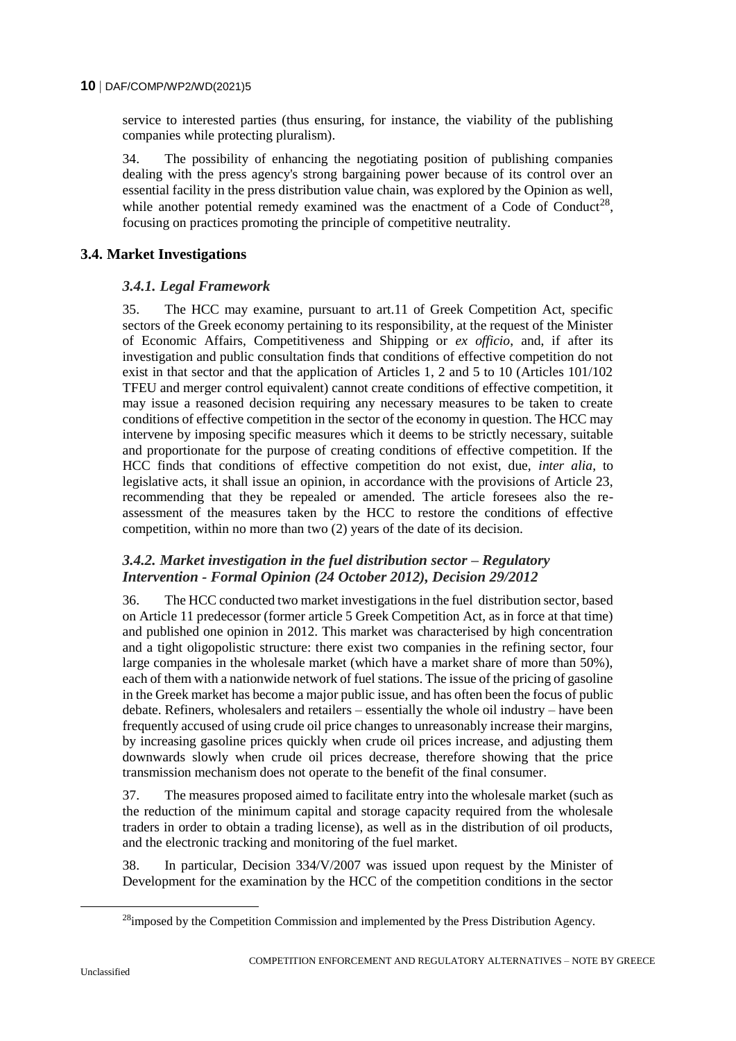service to interested parties (thus ensuring, for instance, the viability of the publishing companies while protecting pluralism).

34. The possibility of enhancing the negotiating position of publishing companies dealing with the press agency's strong bargaining power because of its control over an essential facility in the press distribution value chain, was explored by the Opinion as well, while another potential remedy examined was the enactment of a Code of Conduct[28], focusing on practices promoting the principle of competitive neutrality.

## 3.4. Market Investigations

### *3.4.1. Legal Framework*

35. The HCC may examine, pursuant to art.11 of Greek Competition Act, specific sectors of the Greek economy pertaining to its responsibility, at the request of the Minister of Economic Affairs, Competitiveness and Shipping or *ex officio*, and, if after its investigation and public consultation finds that conditions of effective competition do not exist in that sector and that the application of Articles 1, 2 and 5 to 10 (Articles 101/102 TFEU and merger control equivalent) cannot create conditions of effective competition, it may issue a reasoned decision requiring any necessary measures to be taken to create conditions of effective competition in the sector of the economy in question. The HCC may intervene by imposing specific measures which it deems to be strictly necessary, suitable and proportionate for the purpose of creating conditions of effective competition. If the HCC finds that conditions of effective competition do not exist, due, *inter alia*, to legislative acts, it shall issue an opinion, in accordance with the provisions of Article 23, recommending that they be repealed or amended. The article foresees also the re-assessment of the measures taken by the HCC to restore the conditions of effective competition, within no more than two (2) years of the date of its decision.

### *3.4.2. Market investigation in the fuel distribution sector – Regulatory Intervention - Formal Opinion (24 October 2012), Decision 29/2012*

36. The HCC conducted two market investigations in the fuel distribution sector, based on Article 11 predecessor (former article 5 Greek Competition Act, as in force at that time) and published one opinion in 2012. This market was characterised by high concentration and a tight oligopolistic structure: there exist two companies in the refining sector, four large companies in the wholesale market (which have a market share of more than 50%), each of them with a nationwide network of fuel stations. The issue of the pricing of gasoline in the Greek market has become a major public issue, and has often been the focus of public debate. Refiners, wholesalers and retailers – essentially the whole oil industry – have been frequently accused of using crude oil price changes to unreasonably increase their margins, by increasing gasoline prices quickly when crude oil prices increase, and adjusting them downwards slowly when crude oil prices decrease, therefore showing that the price transmission mechanism does not operate to the benefit of the final consumer.

37. The measures proposed aimed to facilitate entry into the wholesale market (such as the reduction of the minimum capital and storage capacity required from the wholesale traders in order to obtain a trading license), as well as in the distribution of oil products, and the electronic tracking and monitoring of the fuel market.

38. In particular, Decision 334/V/2007 was issued upon request by the Minister of Development for the examination by the HCC of the competition conditions in the sector

[28] imposed by the Competition Commission and implemented by the Press Distribution Agency.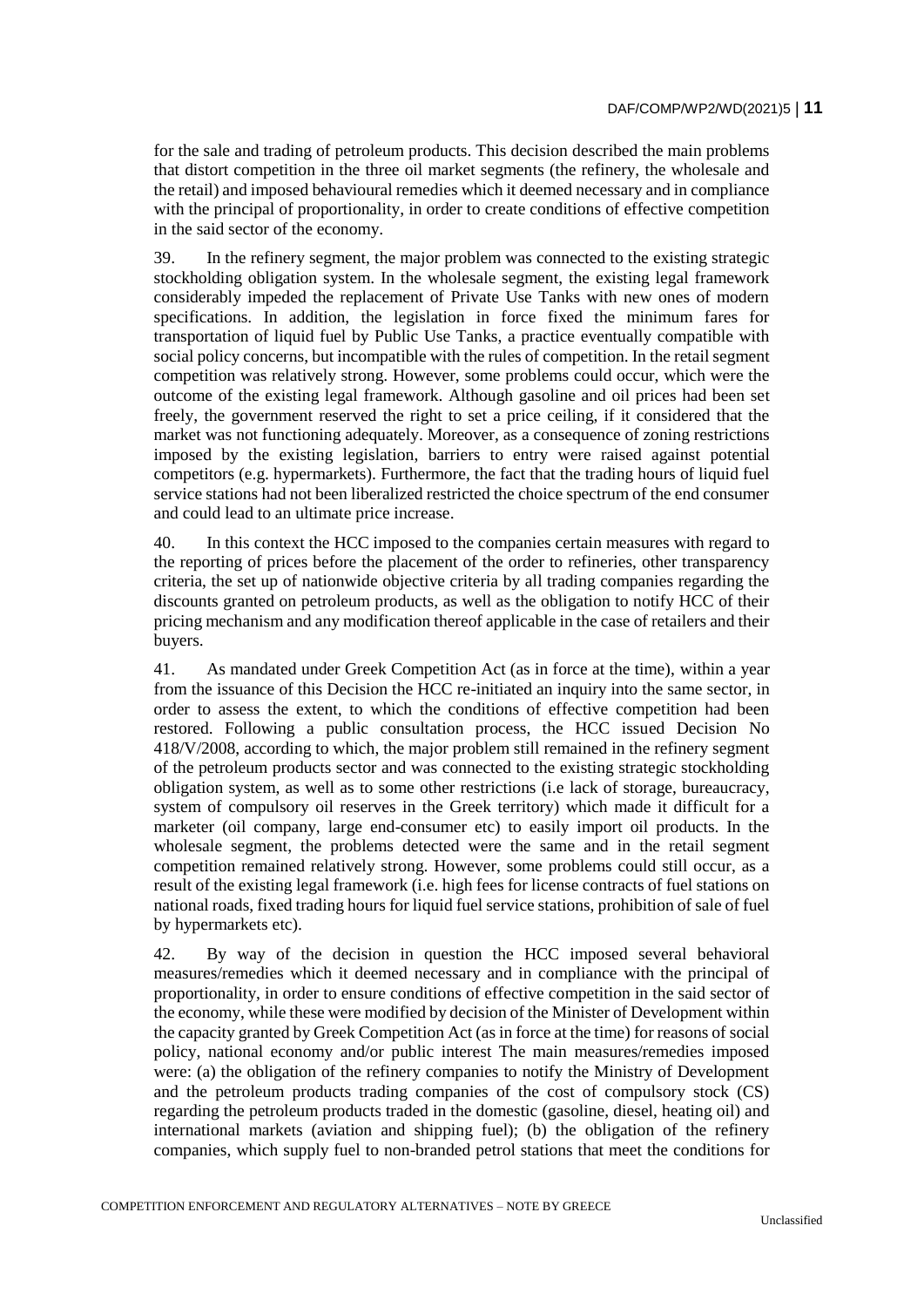for the sale and trading of petroleum products. This decision described the main problems that distort competition in the three oil market segments (the refinery, the wholesale and the retail) and imposed behavioural remedies which it deemed necessary and in compliance with the principal of proportionality, in order to create conditions of effective competition in the said sector of the economy.

39. In the refinery segment, the major problem was connected to the existing strategic stockholding obligation system. In the wholesale segment, the existing legal framework considerably impeded the replacement of Private Use Tanks with new ones of modern specifications. In addition, the legislation in force fixed the minimum fares for transportation of liquid fuel by Public Use Tanks, a practice eventually compatible with social policy concerns, but incompatible with the rules of competition. In the retail segment competition was relatively strong. However, some problems could occur, which were the outcome of the existing legal framework. Although gasoline and oil prices had been set freely, the government reserved the right to set a price ceiling, if it considered that the market was not functioning adequately. Moreover, as a consequence of zoning restrictions imposed by the existing legislation, barriers to entry were raised against potential competitors (e.g. hypermarkets). Furthermore, the fact that the trading hours of liquid fuel service stations had not been liberalized restricted the choice spectrum of the end consumer and could lead to an ultimate price increase.

40. In this context the HCC imposed to the companies certain measures with regard to the reporting of prices before the placement of the order to refineries, other transparency criteria, the set up of nationwide objective criteria by all trading companies regarding the discounts granted on petroleum products, as well as the obligation to notify HCC of their pricing mechanism and any modification thereof applicable in the case of retailers and their buyers.

41. As mandated under Greek Competition Act (as in force at the time), within a year from the issuance of this Decision the HCC re-initiated an inquiry into the same sector, in order to assess the extent, to which the conditions of effective competition had been restored. Following a public consultation process, the HCC issued Decision No 418/V/2008, according to which, the major problem still remained in the refinery segment of the petroleum products sector and was connected to the existing strategic stockholding obligation system, as well as to some other restrictions (i.e lack of storage, bureaucracy, system of compulsory oil reserves in the Greek territory) which made it difficult for a marketer (oil company, large end-consumer etc) to easily import oil products. In the wholesale segment, the problems detected were the same and in the retail segment competition remained relatively strong. However, some problems could still occur, as a result of the existing legal framework (i.e. high fees for license contracts of fuel stations on national roads, fixed trading hours for liquid fuel service stations, prohibition of sale of fuel by hypermarkets etc).

42. By way of the decision in question the HCC imposed several behavioral measures/remedies which it deemed necessary and in compliance with the principal of proportionality, in order to ensure conditions of effective competition in the said sector of the economy, while these were modified by decision of the Minister of Development within the capacity granted by Greek Competition Act (as in force at the time) for reasons of social policy, national economy and/or public interest The main measures/remedies imposed were: (a) the obligation of the refinery companies to notify the Ministry of Development and the petroleum products trading companies of the cost of compulsory stock (CS) regarding the petroleum products traded in the domestic (gasoline, diesel, heating oil) and international markets (aviation and shipping fuel); (b) the obligation of the refinery companies, which supply fuel to non-branded petrol stations that meet the conditions for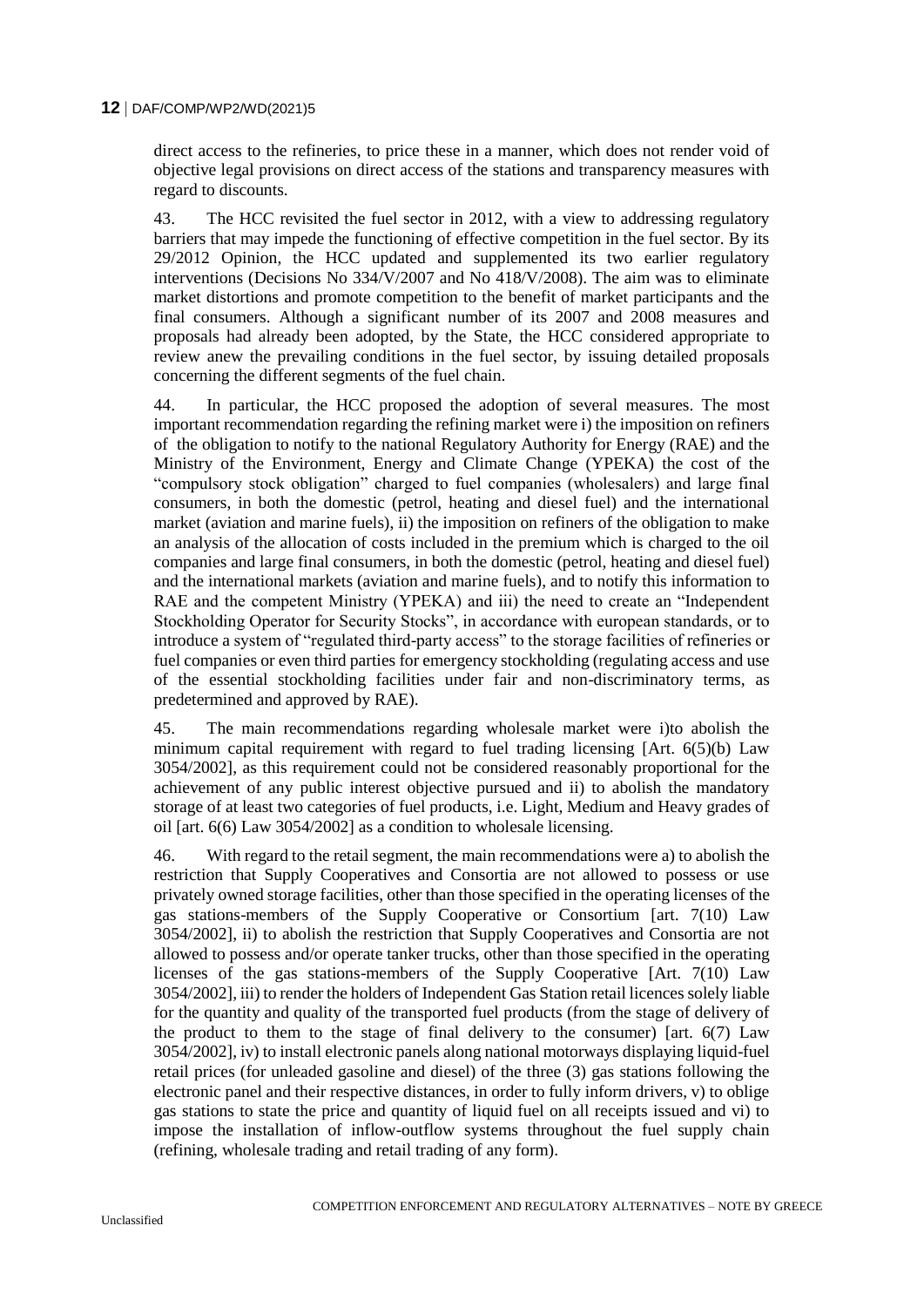direct access to the refineries, to price these in a manner, which does not render void of objective legal provisions on direct access of the stations and transparency measures with regard to discounts.

43. The HCC revisited the fuel sector in 2012, with a view to addressing regulatory barriers that may impede the functioning of effective competition in the fuel sector. By its 29/2012 Opinion, the HCC updated and supplemented its two earlier regulatory interventions (Decisions No 334/V/2007 and No 418/V/2008). The aim was to eliminate market distortions and promote competition to the benefit of market participants and the final consumers. Although a significant number of its 2007 and 2008 measures and proposals had already been adopted, by the State, the HCC considered appropriate to review anew the prevailing conditions in the fuel sector, by issuing detailed proposals concerning the different segments of the fuel chain.

44. In particular, the HCC proposed the adoption of several measures. The most important recommendation regarding the refining market were i) the imposition on refiners of the obligation to notify to the national Regulatory Authority for Energy (RAE) and the Ministry of the Environment, Energy and Climate Change (YPEKA) the cost of the "compulsory stock obligation" charged to fuel companies (wholesalers) and large final consumers, in both the domestic (petrol, heating and diesel fuel) and the international market (aviation and marine fuels), ii) the imposition on refiners of the obligation to make an analysis of the allocation of costs included in the premium which is charged to the oil companies and large final consumers, in both the domestic (petrol, heating and diesel fuel) and the international markets (aviation and marine fuels), and to notify this information to RAE and the competent Ministry (YPEKA) and iii) the need to create an "Independent Stockholding Operator for Security Stocks", in accordance with european standards, or to introduce a system of "regulated third-party access" to the storage facilities of refineries or fuel companies or even third parties for emergency stockholding (regulating access and use of the essential stockholding facilities under fair and non-discriminatory terms, as predetermined and approved by RAE).

45. The main recommendations regarding wholesale market were i)to abolish the minimum capital requirement with regard to fuel trading licensing [Art. 6(5)(b) Law 3054/2002], as this requirement could not be considered reasonably proportional for the achievement of any public interest objective pursued and ii) to abolish the mandatory storage of at least two categories of fuel products, i.e. Light, Medium and Heavy grades of oil [art. 6(6) Law 3054/2002] as a condition to wholesale licensing.

46. With regard to the retail segment, the main recommendations were a) to abolish the restriction that Supply Cooperatives and Consortia are not allowed to possess or use privately owned storage facilities, other than those specified in the operating licenses of the gas stations-members of the Supply Cooperative or Consortium [art. 7(10) Law 3054/2002], ii) to abolish the restriction that Supply Cooperatives and Consortia are not allowed to possess and/or operate tanker trucks, other than those specified in the operating licenses of the gas stations-members of the Supply Cooperative [Art. 7(10) Law 3054/2002], iii) to render the holders of Independent Gas Station retail licences solely liable for the quantity and quality of the transported fuel products (from the stage of delivery of the product to them to the stage of final delivery to the consumer) [art. 6(7) Law 3054/2002], iv) to install electronic panels along national motorways displaying liquid-fuel retail prices (for unleaded gasoline and diesel) of the three (3) gas stations following the electronic panel and their respective distances, in order to fully inform drivers, v) to oblige gas stations to state the price and quantity of liquid fuel on all receipts issued and vi) to impose the installation of inflow-outflow systems throughout the fuel supply chain (refining, wholesale trading and retail trading of any form).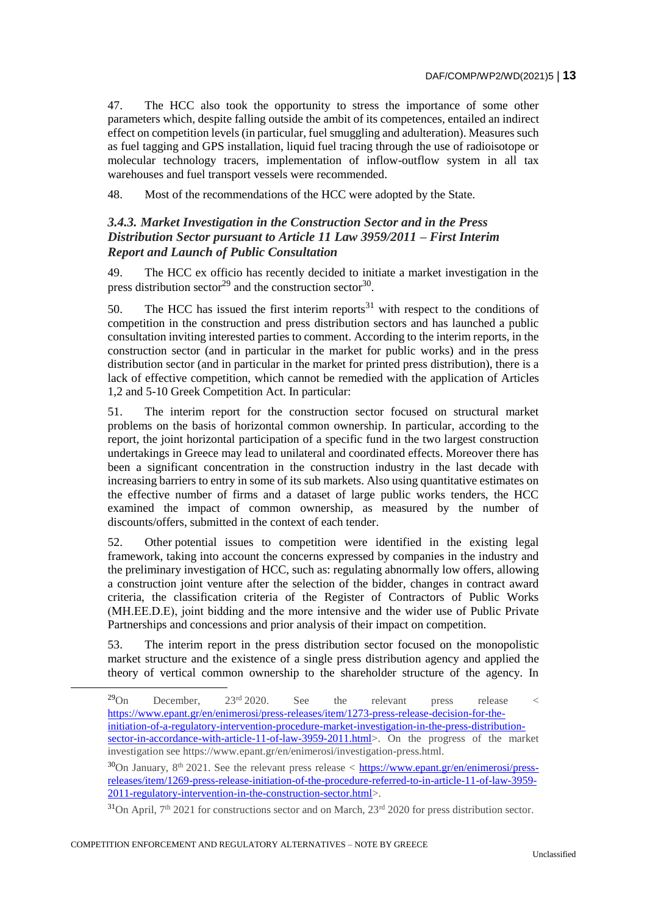47. The HCC also took the opportunity to stress the importance of some other parameters which, despite falling outside the ambit of its competences, entailed an indirect effect on competition levels (in particular, fuel smuggling and adulteration). Measures such as fuel tagging and GPS installation, liquid fuel tracing through the use of radioisotope or molecular technology tracers, implementation of inflow-outflow system in all tax warehouses and fuel transport vessels were recommended.

48. Most of the recommendations of the HCC were adopted by the State.

### *3.4.3. Market Investigation in the Construction Sector and in the Press Distribution Sector pursuant to Article 11 Law 3959/2011 – First Interim Report and Launch of Public Consultation*

49. The HCC ex officio has recently decided to initiate a market investigation in the press distribution sector[29] and the construction sector[30].

50. The HCC has issued the first interim reports[31] with respect to the conditions of competition in the construction and press distribution sectors and has launched a public consultation inviting interested parties to comment. According to the interim reports, in the construction sector (and in particular in the market for public works) and in the press distribution sector (and in particular in the market for printed press distribution), there is a lack of effective competition, which cannot be remedied with the application of Articles 1,2 and 5-10 Greek Competition Act. In particular:

51. The interim report for the construction sector focused on structural market problems on the basis of horizontal common ownership. In particular, according to the report, the joint horizontal participation of a specific fund in the two largest construction undertakings in Greece may lead to unilateral and coordinated effects. Moreover there has been a significant concentration in the construction industry in the last decade with increasing barriers to entry in some of its sub markets. Also using quantitative estimates on the effective number of firms and a dataset of large public works tenders, the HCC examined the impact of common ownership, as measured by the number of discounts/offers, submitted in the context of each tender.

52. Other potential issues to competition were identified in the existing legal framework, taking into account the concerns expressed by companies in the industry and the preliminary investigation of HCC, such as: regulating abnormally low offers, allowing a construction joint venture after the selection of the bidder, changes in contract award criteria, the classification criteria of the Register of Contractors of Public Works (MH.EE.D.E), joint bidding and the more intensive and the wider use of Public Private Partnerships and concessions and prior analysis of their impact on competition.

53. The interim report in the press distribution sector focused on the monopolistic market structure and the existence of a single press distribution agency and applied the theory of vertical common ownership to the shareholder structure of the agency. In

---

[29] On December, 23rd 2020. See the relevant press release < https://www.epant.gr/en/enimerosi/press-releases/item/1273-press-release-decision-for-the-initiation-of-a-regulatory-intervention-procedure-market-investigation-in-the-press-distribution-sector-in-accordance-with-article-11-of-law-3959-2011.html>. On the progress of the market investigation see https://www.epant.gr/en/enimerosi/investigation-press.html.

[30] On January, 8th 2021. See the relevant press release < https://www.epant.gr/en/enimerosi/press-releases/item/1269-press-release-initiation-of-the-procedure-referred-to-in-article-11-of-law-3959-2011-regulatory-intervention-in-the-construction-sector.html>.

[31] On April, 7th 2021 for constructions sector and on March, 23rd 2020 for press distribution sector.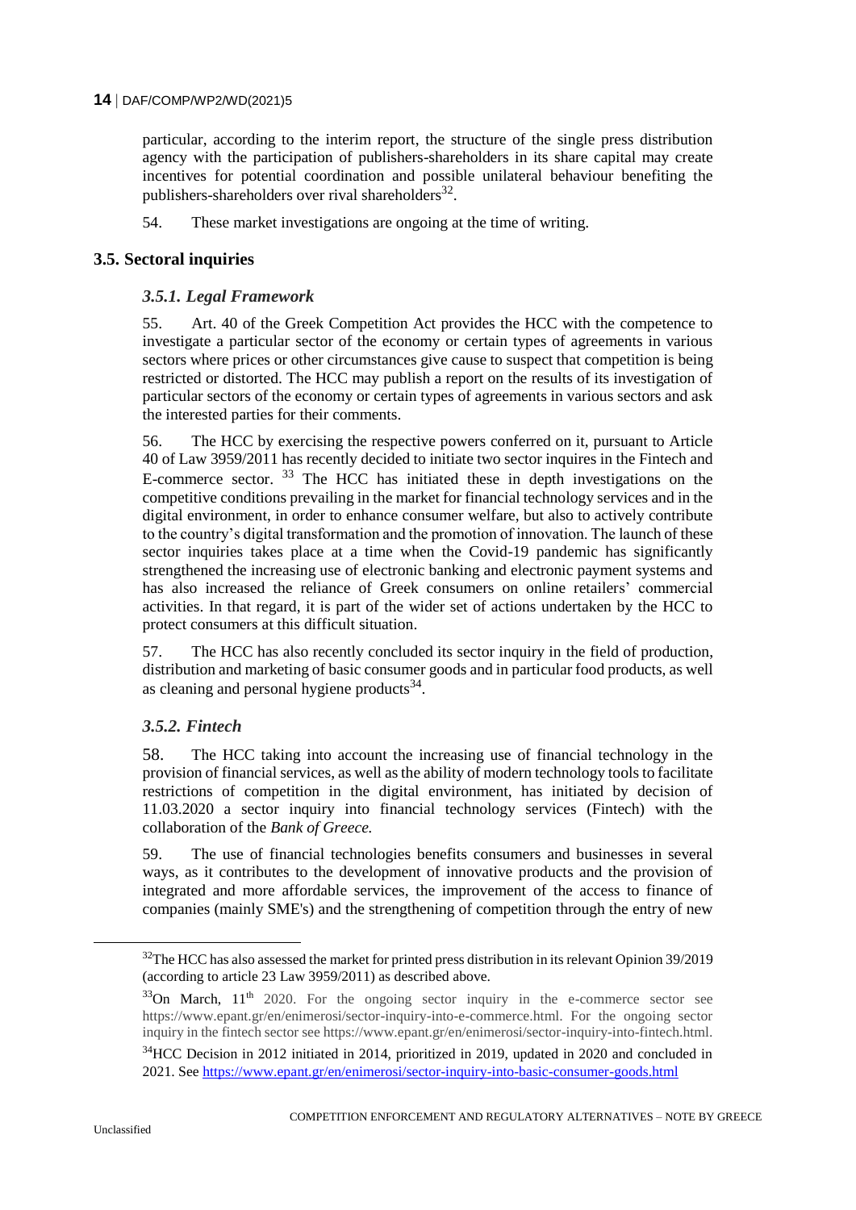particular, according to the interim report, the structure of the single press distribution agency with the participation of publishers-shareholders in its share capital may create incentives for potential coordination and possible unilateral behaviour benefiting the publishers-shareholders over rival shareholders[32].

54. These market investigations are ongoing at the time of writing.

## 3.5. Sectoral inquiries

### *3.5.1. Legal Framework*

55. Art. 40 of the Greek Competition Act provides the HCC with the competence to investigate a particular sector of the economy or certain types of agreements in various sectors where prices or other circumstances give cause to suspect that competition is being restricted or distorted. The HCC may publish a report on the results of its investigation of particular sectors of the economy or certain types of agreements in various sectors and ask the interested parties for their comments.

56. The HCC by exercising the respective powers conferred on it, pursuant to Article 40 of Law 3959/2011 has recently decided to initiate two sector inquires in the Fintech and E-commerce sector. [33] The HCC has initiated these in depth investigations on the competitive conditions prevailing in the market for financial technology services and in the digital environment, in order to enhance consumer welfare, but also to actively contribute to the country's digital transformation and the promotion of innovation. The launch of these sector inquiries takes place at a time when the Covid-19 pandemic has significantly strengthened the increasing use of electronic banking and electronic payment systems and has also increased the reliance of Greek consumers on online retailers' commercial activities. In that regard, it is part of the wider set of actions undertaken by the HCC to protect consumers at this difficult situation.

57. The HCC has also recently concluded its sector inquiry in the field of production, distribution and marketing of basic consumer goods and in particular food products, as well as cleaning and personal hygiene products[34].

### *3.5.2. Fintech*

58. The HCC taking into account the increasing use of financial technology in the provision of financial services, as well as the ability of modern technology tools to facilitate restrictions of competition in the digital environment, has initiated by decision of 11.03.2020 a sector inquiry into financial technology services (Fintech) with the collaboration of the *Bank of Greece.*

59. The use of financial technologies benefits consumers and businesses in several ways, as it contributes to the development of innovative products and the provision of integrated and more affordable services, the improvement of the access to finance of companies (mainly SME's) and the strengthening of competition through the entry of new

---

[32] The HCC has also assessed the market for printed press distribution in its relevant Opinion 39/2019 (according to article 23 Law 3959/2011) as described above.

[33] On March, 11th 2020. For the ongoing sector inquiry in the e-commerce sector see https://www.epant.gr/en/enimerosi/sector-inquiry-into-e-commerce.html. For the ongoing sector inquiry in the fintech sector see https://www.epant.gr/en/enimerosi/sector-inquiry-into-fintech.html.

[34] HCC Decision in 2012 initiated in 2014, prioritized in 2019, updated in 2020 and concluded in 2021. See https://www.epant.gr/en/enimerosi/sector-inquiry-into-basic-consumer-goods.html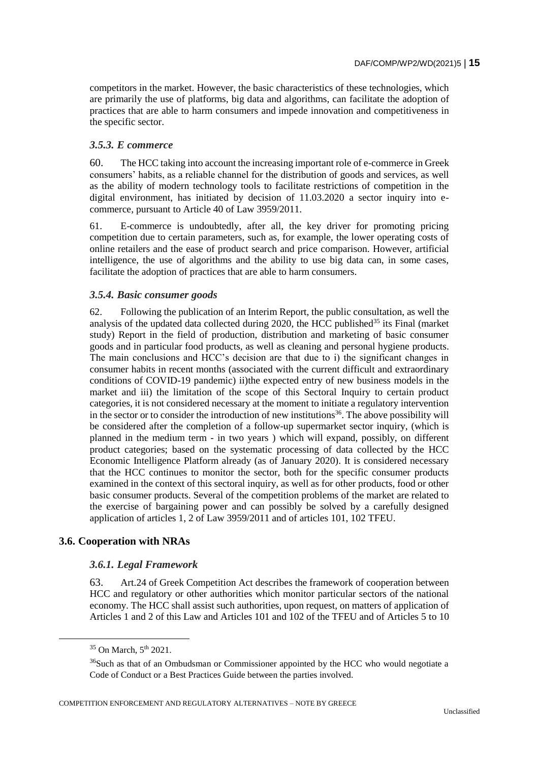competitors in the market. However, the basic characteristics of these technologies, which are primarily the use of platforms, big data and algorithms, can facilitate the adoption of practices that are able to harm consumers and impede innovation and competitiveness in the specific sector.

### *3.5.3. E commerce*

60. The HCC taking into account the increasing important role of e-commerce in Greek consumers' habits, as a reliable channel for the distribution of goods and services, as well as the ability of modern technology tools to facilitate restrictions of competition in the digital environment, has initiated by decision of 11.03.2020 a sector inquiry into e-commerce, pursuant to Article 40 of Law 3959/2011.

61. E-commerce is undoubtedly, after all, the key driver for promoting pricing competition due to certain parameters, such as, for example, the lower operating costs of online retailers and the ease of product search and price comparison. However, artificial intelligence, the use of algorithms and the ability to use big data can, in some cases, facilitate the adoption of practices that are able to harm consumers.

### *3.5.4. Basic consumer goods*

62. Following the publication of an Interim Report, the public consultation, as well the analysis of the updated data collected during 2020, the HCC published[35] its Final (market study) Report in the field of production, distribution and marketing of basic consumer goods and in particular food products, as well as cleaning and personal hygiene products. The main conclusions and HCC's decision are that due to i) the significant changes in consumer habits in recent months (associated with the current difficult and extraordinary conditions of COVID-19 pandemic) ii)the expected entry of new business models in the market and iii) the limitation of the scope of this Sectoral Inquiry to certain product categories, it is not considered necessary at the moment to initiate a regulatory intervention in the sector or to consider the introduction of new institutions[36]. The above possibility will be considered after the completion of a follow-up supermarket sector inquiry, (which is planned in the medium term - in two years ) which will expand, possibly, on different product categories; based on the systematic processing of data collected by the HCC Economic Intelligence Platform already (as of January 2020). It is considered necessary that the HCC continues to monitor the sector, both for the specific consumer products examined in the context of this sectoral inquiry, as well as for other products, food or other basic consumer products. Several of the competition problems of the market are related to the exercise of bargaining power and can possibly be solved by a carefully designed application of articles 1, 2 of Law 3959/2011 and of articles 101, 102 TFEU.

## 3.6. Cooperation with NRAs

### *3.6.1. Legal Framework*

63. Art.24 of Greek Competition Act describes the framework of cooperation between HCC and regulatory or other authorities which monitor particular sectors of the national economy. The HCC shall assist such authorities, upon request, on matters of application of Articles 1 and 2 of this Law and Articles 101 and 102 of the TFEU and of Articles 5 to 10

---

[35] On March, 5th 2021.

[36] Such as that of an Ombudsman or Commissioner appointed by the HCC who would negotiate a Code of Conduct or a Best Practices Guide between the parties involved.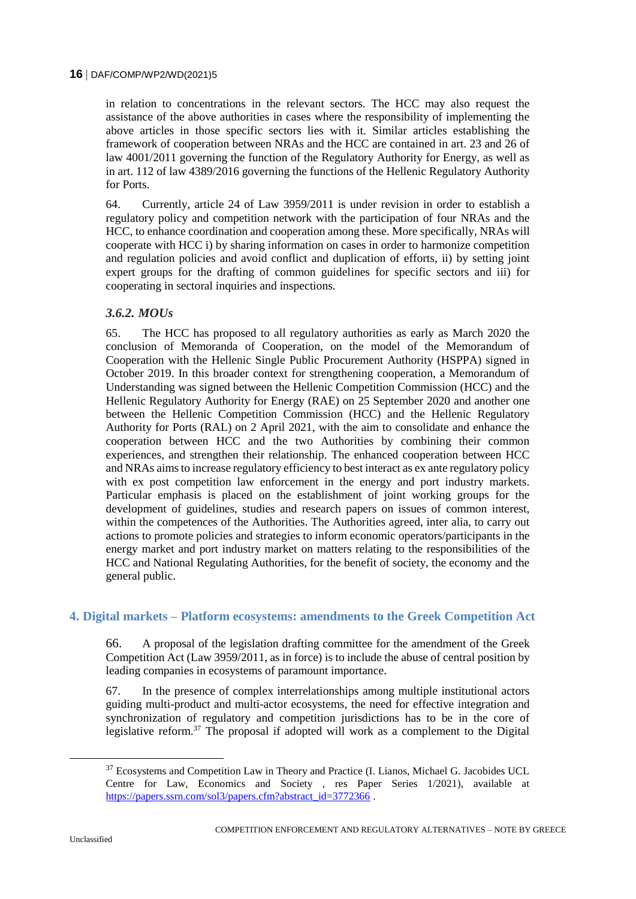in relation to concentrations in the relevant sectors. The HCC may also request the assistance of the above authorities in cases where the responsibility of implementing the above articles in those specific sectors lies with it. Similar articles establishing the framework of cooperation between NRAs and the HCC are contained in art. 23 and 26 of law 4001/2011 governing the function of the Regulatory Authority for Energy, as well as in art. 112 of law 4389/2016 governing the functions of the Hellenic Regulatory Authority for Ports.

64. Currently, article 24 of Law 3959/2011 is under revision in order to establish a regulatory policy and competition network with the participation of four NRAs and the HCC, to enhance coordination and cooperation among these. More specifically, NRAs will cooperate with HCC i) by sharing information on cases in order to harmonize competition and regulation policies and avoid conflict and duplication of efforts, ii) by setting joint expert groups for the drafting of common guidelines for specific sectors and iii) for cooperating in sectoral inquiries and inspections.

### *3.6.2. MOUs*

65. The HCC has proposed to all regulatory authorities as early as March 2020 the conclusion of Memoranda of Cooperation, on the model of the Memorandum of Cooperation with the Hellenic Single Public Procurement Authority (HSPPA) signed in October 2019. In this broader context for strengthening cooperation, a Memorandum of Understanding was signed between the Hellenic Competition Commission (HCC) and the Hellenic Regulatory Authority for Energy (RAE) on 25 September 2020 and another one between the Hellenic Competition Commission (HCC) and the Hellenic Regulatory Authority for Ports (RAL) on 2 April 2021, with the aim to consolidate and enhance the cooperation between HCC and the two Authorities by combining their common experiences, and strengthen their relationship. The enhanced cooperation between HCC and NRAs aims to increase regulatory efficiency to best interact as ex ante regulatory policy with ex post competition law enforcement in the energy and port industry markets. Particular emphasis is placed on the establishment of joint working groups for the development of guidelines, studies and research papers on issues of common interest, within the competences of the Authorities. The Authorities agreed, inter alia, to carry out actions to promote policies and strategies to inform economic operators/participants in the energy market and port industry market on matters relating to the responsibilities of the HCC and National Regulating Authorities, for the benefit of society, the economy and the general public.

## 4. Digital markets – Platform ecosystems: amendments to the Greek Competition Act

66. A proposal of the legislation drafting committee for the amendment of the Greek Competition Act (Law 3959/2011, as in force) is to include the abuse of central position by leading companies in ecosystems of paramount importance.

67. In the presence of complex interrelationships among multiple institutional actors guiding multi-product and multi-actor ecosystems, the need for effective integration and synchronization of regulatory and competition jurisdictions has to be in the core of legislative reform.[37] The proposal if adopted will work as a complement to the Digital

[37] Ecosystems and Competition Law in Theory and Practice (I. Lianos, Michael G. Jacobides UCL Centre for Law, Economics and Society , res Paper Series 1/2021), available at https://papers.ssrn.com/sol3/papers.cfm?abstract_id=3772366 .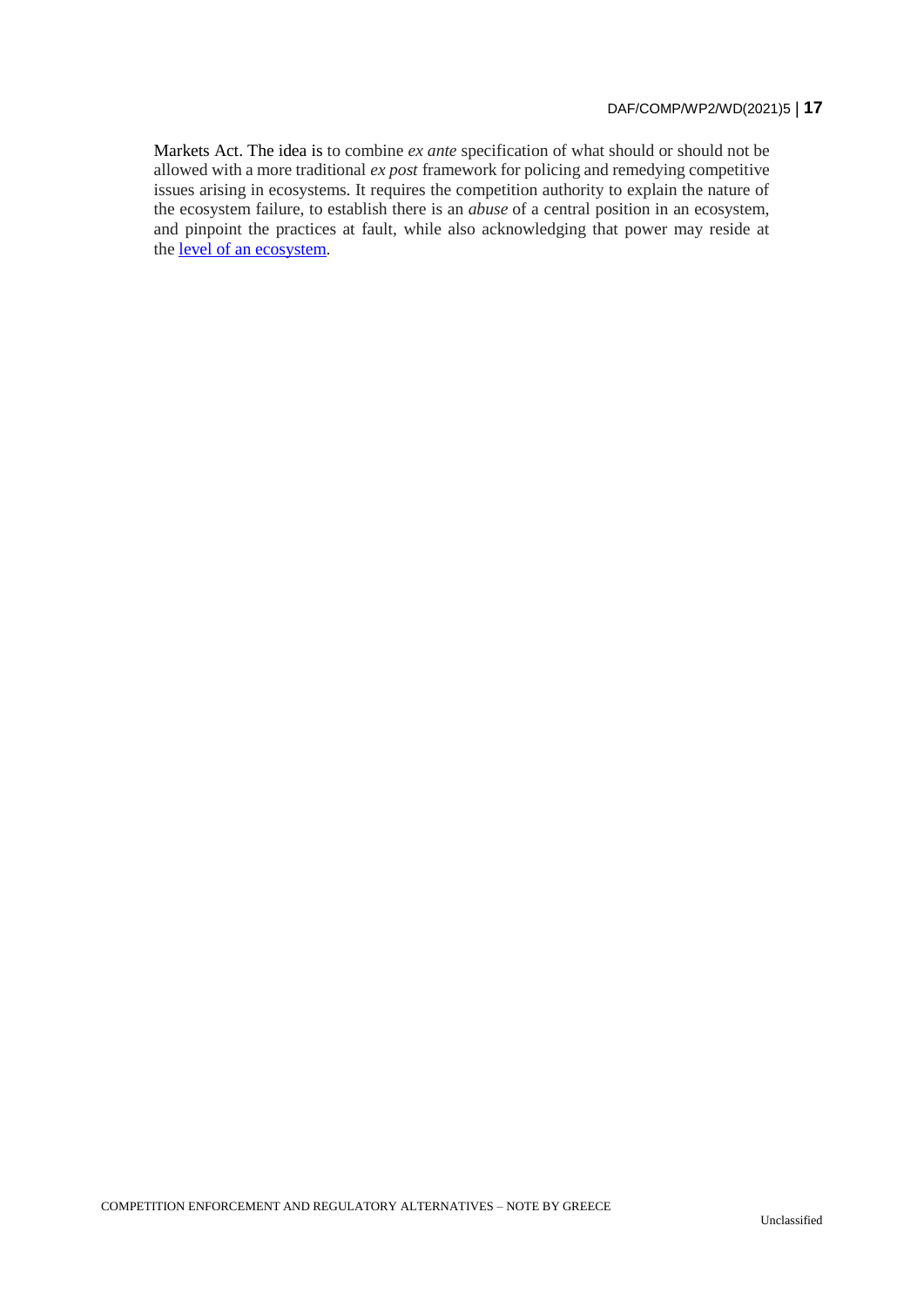Markets Act. The idea is to combine *ex ante* specification of what should or should not be allowed with a more traditional *ex post* framework for policing and remedying competitive issues arising in ecosystems. It requires the competition authority to explain the nature of the ecosystem failure, to establish there is an *abuse* of a central position in an ecosystem, and pinpoint the practices at fault, while also acknowledging that power may reside at the level of an ecosystem.